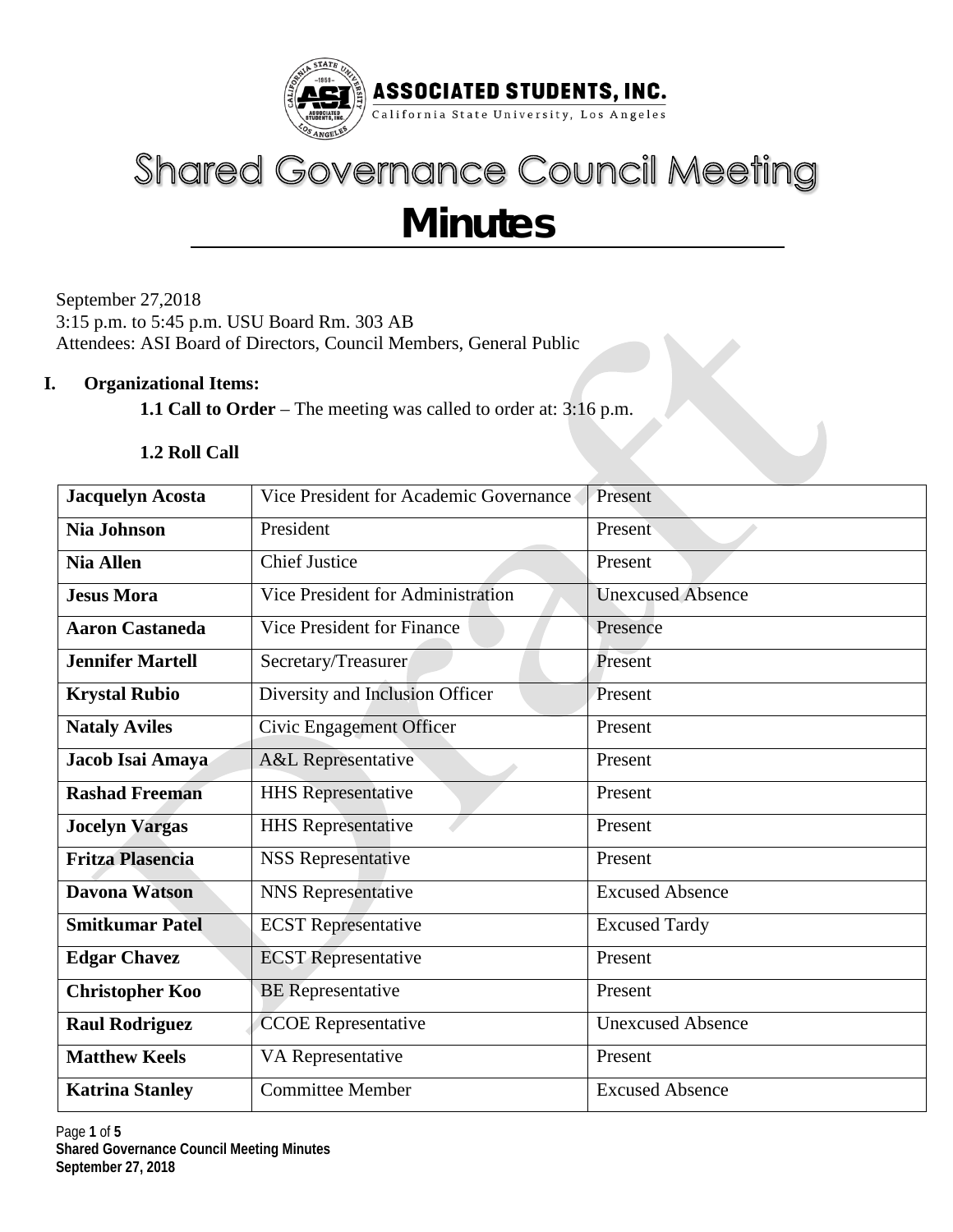**ASSOCIATED STUDENTS, INC.**
California State University, Los Angeles

# Shared Governance Council Meeting

# Minutes

September 27,2018
3:15 p.m. to 5:45 p.m. USU Board Rm. 303 AB
Attendees: ASI Board of Directors, Council Members, General Public

## I. Organizational Items:

**1.1 Call to Order** – The meeting was called to order at: 3:16 p.m.

**1.2 Roll Call**

| | | |
|---|---|---|
| **Jacquelyn Acosta** | Vice President for Academic Governance | Present |
| **Nia Johnson** | President | Present |
| **Nia Allen** | Chief Justice | Present |
| **Jesus Mora** | Vice President for Administration | Unexcused Absence |
| **Aaron Castaneda** | Vice President for Finance | Presence |
| **Jennifer Martell** | Secretary/Treasurer | Present |
| **Krystal Rubio** | Diversity and Inclusion Officer | Present |
| **Nataly Aviles** | Civic Engagement Officer | Present |
| **Jacob Isai Amaya** | A&L Representative | Present |
| **Rashad Freeman** | HHS Representative | Present |
| **Jocelyn Vargas** | HHS Representative | Present |
| **Fritza Plasencia** | NSS Representative | Present |
| **Davona Watson** | NNS Representative | Excused Absence |
| **Smitkumar Patel** | ECST Representative | Excused Tardy |
| **Edgar Chavez** | ECST Representative | Present |
| **Christopher Koo** | BE Representative | Present |
| **Raul Rodriguez** | CCOE Representative | Unexcused Absence |
| **Matthew Keels** | VA Representative | Present |
| **Katrina Stanley** | Committee Member | Excused Absence |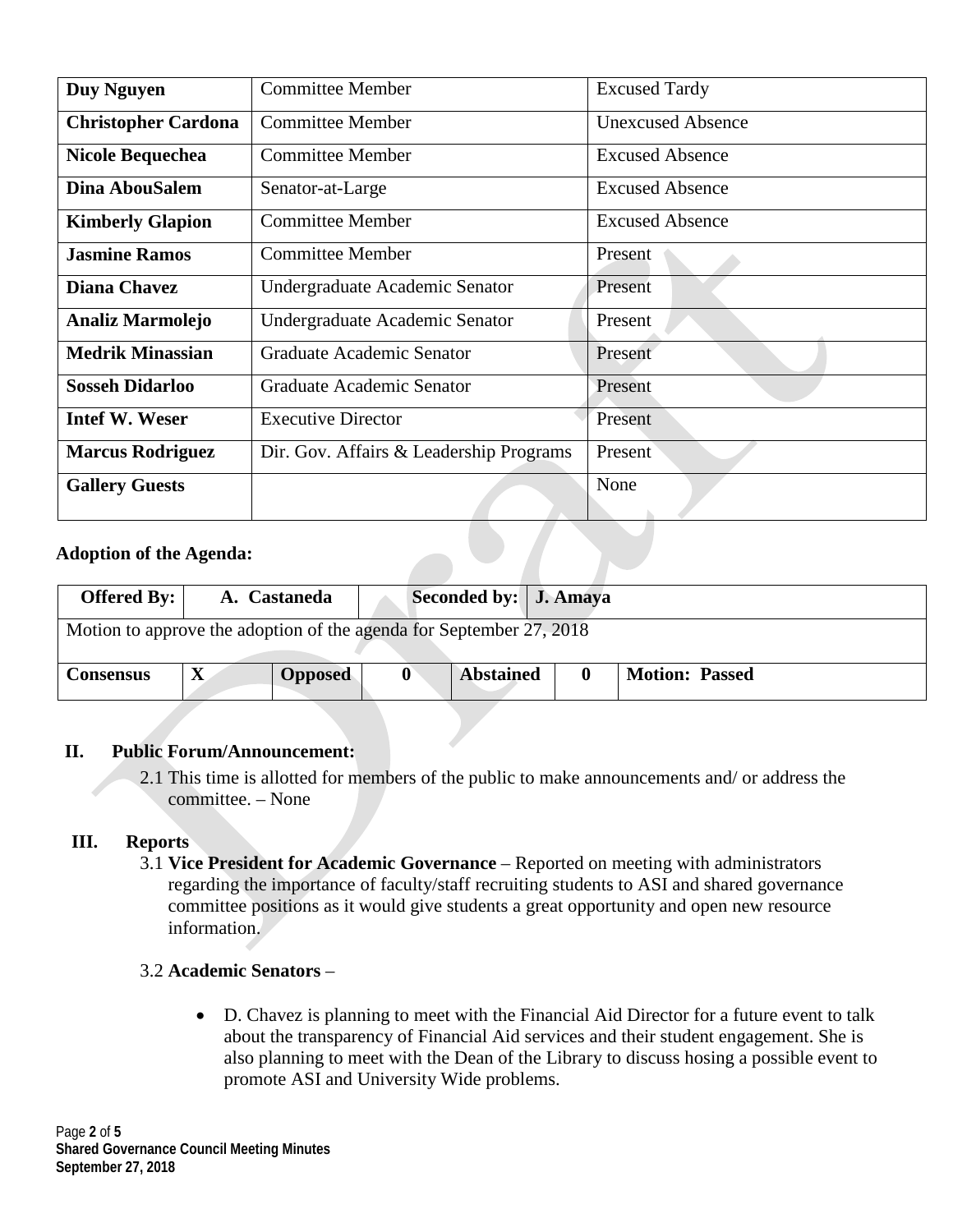| Duy Nguyen | Committee Member | Excused Tardy |
|---|---|---|
| **Christopher Cardona** | Committee Member | Unexcused Absence |
| **Nicole Bequechea** | Committee Member | Excused Absence |
| **Dina AbouSalem** | Senator-at-Large | Excused Absence |
| **Kimberly Glapion** | Committee Member | Excused Absence |
| **Jasmine Ramos** | Committee Member | Present |
| **Diana Chavez** | Undergraduate Academic Senator | Present |
| **Analiz Marmolejo** | Undergraduate Academic Senator | Present |
| **Medrik Minassian** | Graduate Academic Senator | Present |
| **Sosseh Didarloo** | Graduate Academic Senator | Present |
| **Intef W. Weser** | Executive Director | Present |
| **Marcus Rodriguez** | Dir. Gov. Affairs & Leadership Programs | Present |
| **Gallery Guests** | | None |

**Adoption of the Agenda:**

| **Offered By:** | **A. Castaneda** | | **Seconded by:** | **J. Amaya** | | |
|---|---|---|---|---|---|---|
| Motion to approve the adoption of the agenda for September 27, 2018 | | | | | | |
| **Consensus** | **X** | **Opposed** | **0** | **Abstained** | **0** | **Motion: Passed** |

## II. Public Forum/Announcement:

2.1 This time is allotted for members of the public to make announcements and/ or address the committee. – None

## III. Reports

3.1 **Vice President for Academic Governance** – Reported on meeting with administrators regarding the importance of faculty/staff recruiting students to ASI and shared governance committee positions as it would give students a great opportunity and open new resource information.

3.2 **Academic Senators** –

- D. Chavez is planning to meet with the Financial Aid Director for a future event to talk about the transparency of Financial Aid services and their student engagement. She is also planning to meet with the Dean of the Library to discuss hosing a possible event to promote ASI and University Wide problems.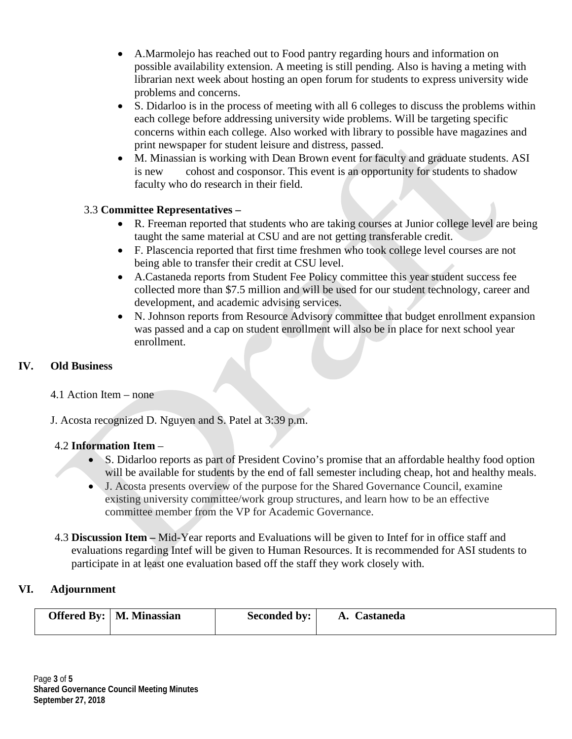- A.Marmolejo has reached out to Food pantry regarding hours and information on possible availability extension. A meeting is still pending. Also is having a meting with librarian next week about hosting an open forum for students to express university wide problems and concerns.
- S. Didarloo is in the process of meeting with all 6 colleges to discuss the problems within each college before addressing university wide problems. Will be targeting specific concerns within each college. Also worked with library to possible have magazines and print newspaper for student leisure and distress, passed.
- M. Minassian is working with Dean Brown event for faculty and graduate students. ASI is new cohost and cosponsor. This event is an opportunity for students to shadow faculty who do research in their field.

3.3 **Committee Representatives –**

- R. Freeman reported that students who are taking courses at Junior college level are being taught the same material at CSU and are not getting transferable credit.
- F. Plascencia reported that first time freshmen who took college level courses are not being able to transfer their credit at CSU level.
- A.Castaneda reports from Student Fee Policy committee this year student success fee collected more than $7.5 million and will be used for our student technology, career and development, and academic advising services.
- N. Johnson reports from Resource Advisory committee that budget enrollment expansion was passed and a cap on student enrollment will also be in place for next school year enrollment.

## IV. Old Business

4.1 Action Item – none

J. Acosta recognized D. Nguyen and S. Patel at 3:39 p.m.

4.2 **Information Item** –

- S. Didarloo reports as part of President Covino's promise that an affordable healthy food option will be available for students by the end of fall semester including cheap, hot and healthy meals.
- J. Acosta presents overview of the purpose for the Shared Governance Council, examine existing university committee/work group structures, and learn how to be an effective committee member from the VP for Academic Governance.

4.3 **Discussion Item –** Mid-Year reports and Evaluations will be given to Intef for in office staff and evaluations regarding Intef will be given to Human Resources. It is recommended for ASI students to participate in at least one evaluation based off the staff they work closely with.

## VI. Adjournment

| **Offered By:** | **M. Minassian** | **Seconded by:** | **A. Castaneda** |
|---|---|---|---|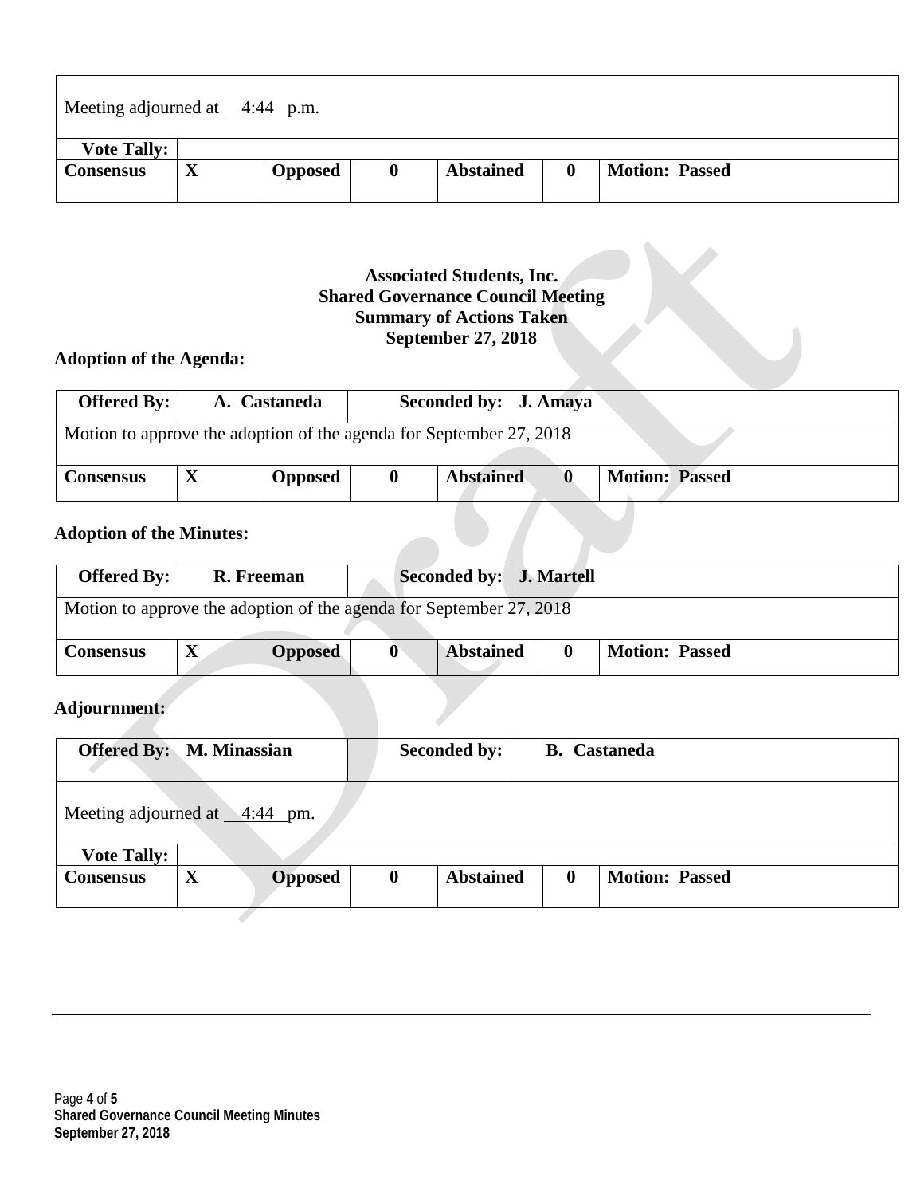| Meeting adjourned at 4:44 p.m. | | | | | | |
|---|---|---|---|---|---|---|
| **Vote Tally:** | | | | | | |
| **Consensus** | **X** | **Opposed** | **0** | **Abstained** | **0** | **Motion: Passed** |

**Associated Students, Inc.**
**Shared Governance Council Meeting**
**Summary of Actions Taken**
**September 27, 2018**

### Adoption of the Agenda:

| **Offered By:** | **A. Castaneda** | | **Seconded by:** | **J. Amaya** | | |
|---|---|---|---|---|---|---|
| Motion to approve the adoption of the agenda for September 27, 2018 | | | | | | |
| **Consensus** | **X** | **Opposed** | **0** | **Abstained** | **0** | **Motion: Passed** |

### Adoption of the Minutes:

| **Offered By:** | **R. Freeman** | | **Seconded by:** | **J. Martell** | | |
|---|---|---|---|---|---|---|
| Motion to approve the adoption of the agenda for September 27, 2018 | | | | | | |
| **Consensus** | **X** | **Opposed** | **0** | **Abstained** | **0** | **Motion: Passed** |

### Adjournment:

| **Offered By:** | **M. Minassian** | | **Seconded by:** | **B. Castaneda** | | |
|---|---|---|---|---|---|---|
| Meeting adjourned at 4:44 pm. | | | | | | |
| **Vote Tally:** | | | | | | |
| **Consensus** | **X** | **Opposed** | **0** | **Abstained** | **0** | **Motion: Passed** |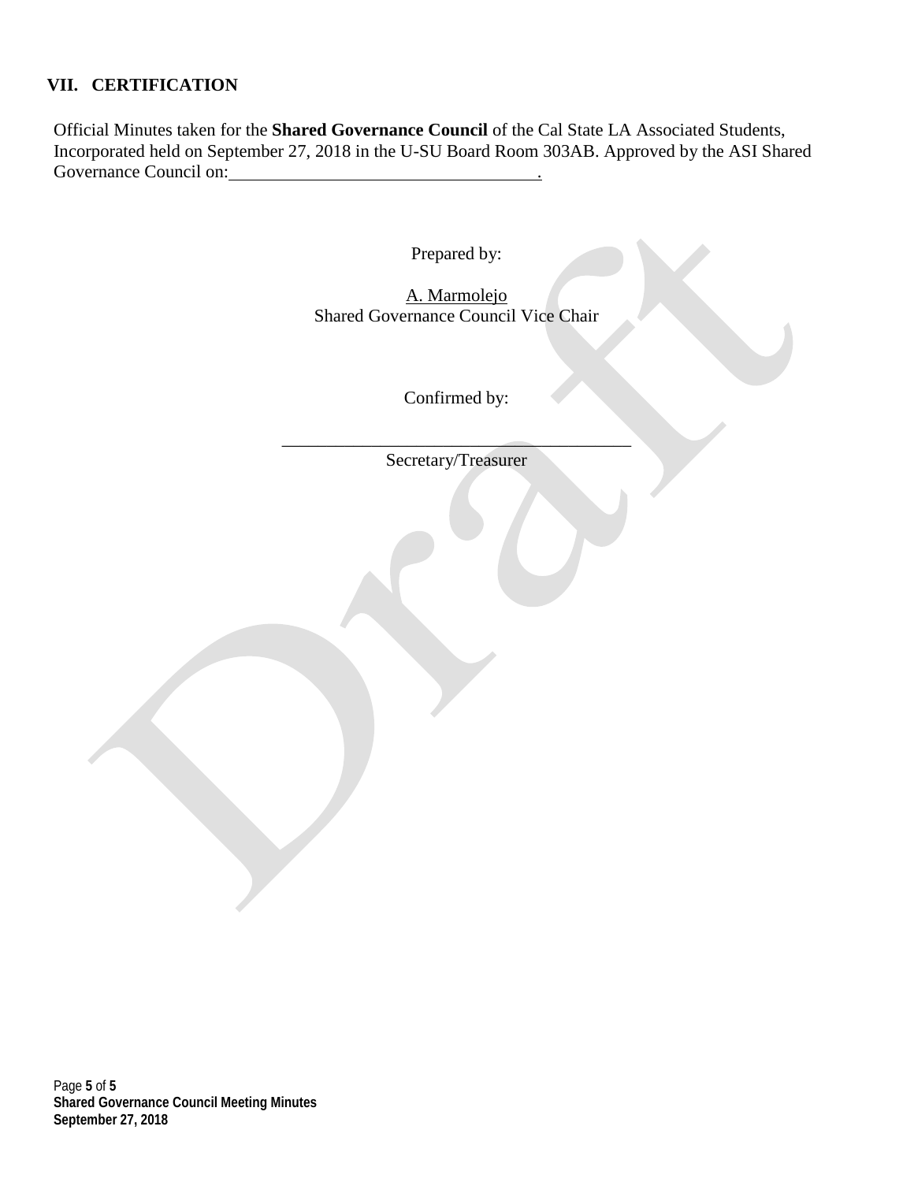## VII. CERTIFICATION

Official Minutes taken for the **Shared Governance Council** of the Cal State LA Associated Students, Incorporated held on September 27, 2018 in the U-SU Board Room 303AB. Approved by the ASI Shared Governance Council on:\_\_\_\_\_\_\_\_\_\_\_\_\_\_\_\_\_\_\_\_\_\_\_\_\_\_\_\_\_\_\_\_\_\_.

Prepared by:

A. Marmolejo
Shared Governance Council Vice Chair

Confirmed by:

\_\_\_\_\_\_\_\_\_\_\_\_\_\_\_\_\_\_\_\_\_\_\_\_\_\_\_\_\_\_\_\_\_\_\_\_\_\_\_\_
Secretary/Treasurer

Draft